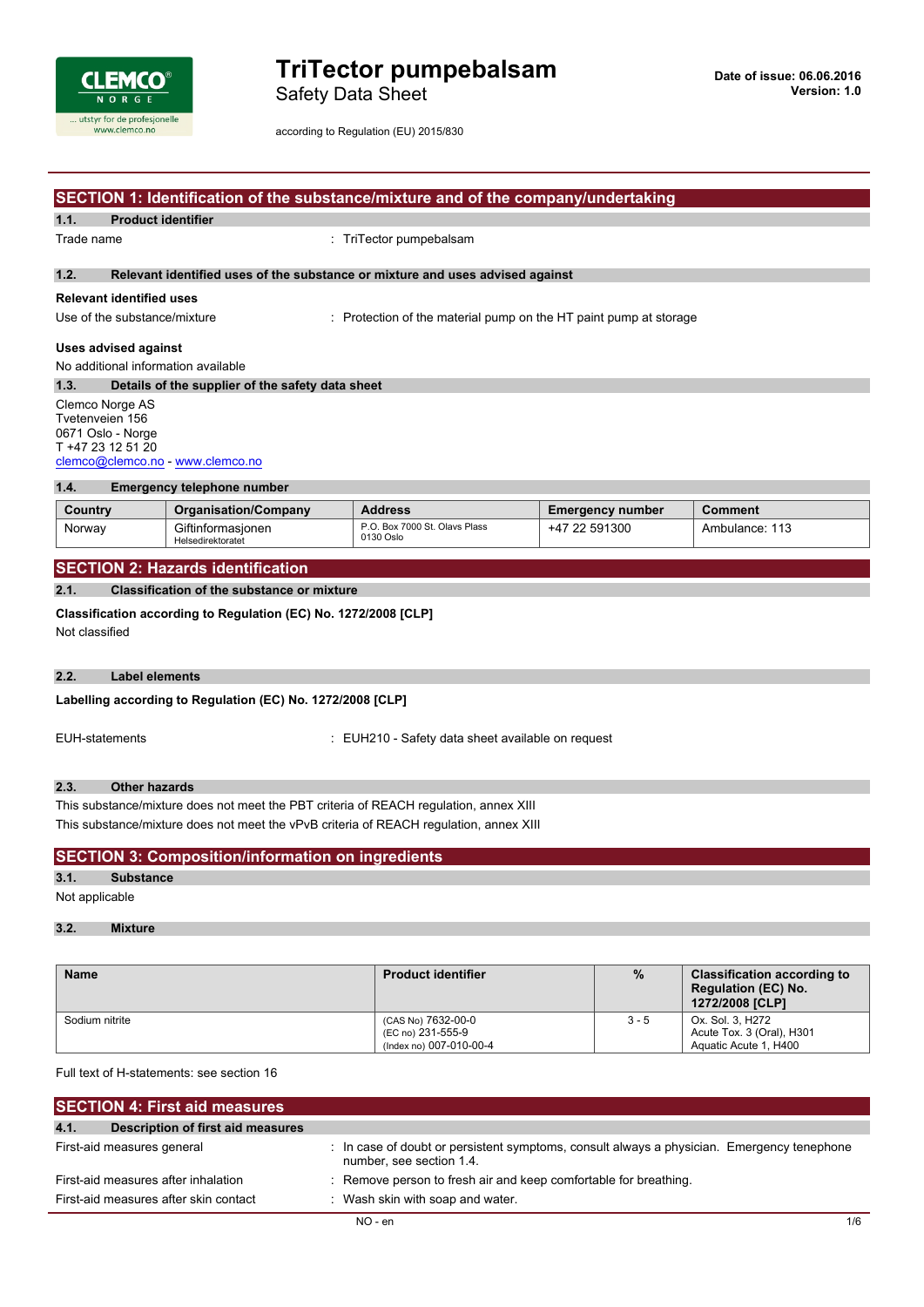# TriTector pumpebalsam

Safety Data Sheet

according to Regulation (EU) 2015/830

**Date of issue: 06.06.2016**
**Version: 1.0**

## SECTION 1: Identification of the substance/mixture and of the company/undertaking

### 1.1. Product identifier

Trade name : TriTector pumpebalsam

### 1.2. Relevant identified uses of the substance or mixture and uses advised against

**Relevant identified uses**

Use of the substance/mixture : Protection of the material pump on the HT paint pump at storage

**Uses advised against**

No additional information available

### 1.3. Details of the supplier of the safety data sheet

Clemco Norge AS
Tvetenveien 156
0671 Oslo - Norge
T +47 23 12 51 20
clemco@clemco.no - www.clemco.no

### 1.4. Emergency telephone number

| Country | Organisation/Company | Address | Emergency number | Comment |
|---|---|---|---|---|
| Norway | Giftinformasjonen Helsedirektoratet | P.O. Box 7000 St. Olavs Plass 0130 Oslo | +47 22 591300 | Ambulance: 113 |

## SECTION 2: Hazards identification

### 2.1. Classification of the substance or mixture

**Classification according to Regulation (EC) No. 1272/2008 [CLP]**

Not classified

### 2.2. Label elements

**Labelling according to Regulation (EC) No. 1272/2008 [CLP]**

EUH-statements : EUH210 - Safety data sheet available on request

### 2.3. Other hazards

This substance/mixture does not meet the PBT criteria of REACH regulation, annex XIII
This substance/mixture does not meet the vPvB criteria of REACH regulation, annex XIII

## SECTION 3: Composition/information on ingredients

### 3.1. Substance

Not applicable

### 3.2. Mixture

| Name | Product identifier | % | Classification according to Regulation (EC) No. 1272/2008 [CLP] |
|---|---|---|---|
| Sodium nitrite | (CAS No) 7632-00-0<br>(EC no) 231-555-9<br>(Index no) 007-010-00-4 | 3 - 5 | Ox. Sol. 3, H272<br>Acute Tox. 3 (Oral), H301<br>Aquatic Acute 1, H400 |

Full text of H-statements: see section 16

## SECTION 4: First aid measures

### 4.1. Description of first aid measures

First-aid measures general : In case of doubt or persistent symptoms, consult always a physician. Emergency tenephone number, see section 1.4.

First-aid measures after inhalation : Remove person to fresh air and keep comfortable for breathing.

First-aid measures after skin contact : Wash skin with soap and water.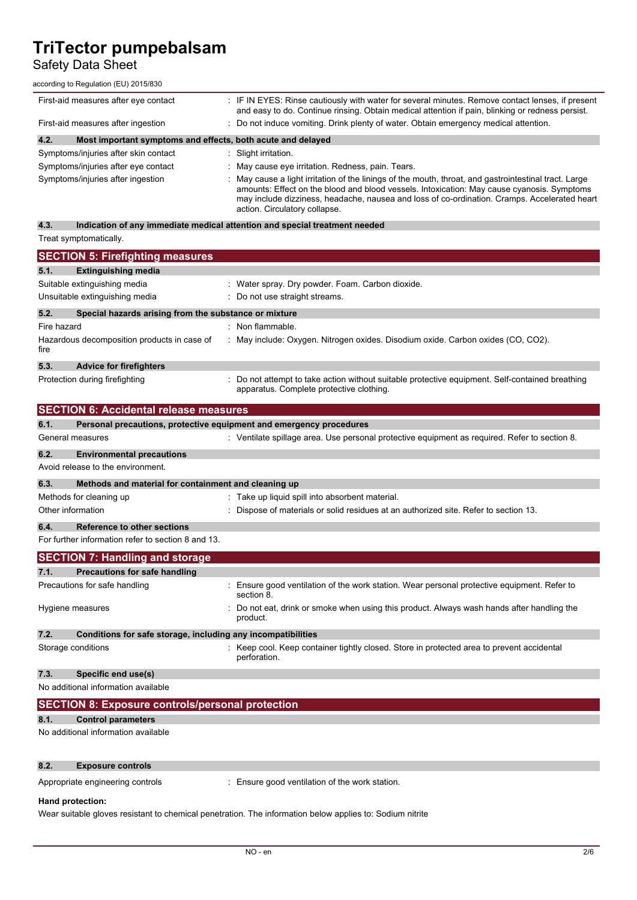| | |
|---|---|
| First-aid measures after eye contact | : IF IN EYES: Rinse cautiously with water for several minutes. Remove contact lenses, if present and easy to do. Continue rinsing. Obtain medical attention if pain, blinking or redness persist. |
| First-aid measures after ingestion | : Do not induce vomiting. Drink plenty of water. Obtain emergency medical attention. |

### 4.2. Most important symptoms and effects, both acute and delayed

| | |
|---|---|
| Symptoms/injuries after skin contact | : Slight irritation. |
| Symptoms/injuries after eye contact | : May cause eye irritation. Redness, pain. Tears. |
| Symptoms/injuries after ingestion | : May cause a light irritation of the linings of the mouth, throat, and gastrointestinal tract. Large amounts: Effect on the blood and blood vessels. Intoxication: May cause cyanosis. Symptoms may include dizziness, headache, nausea and loss of co-ordination. Cramps. Accelerated heart action. Circulatory collapse. |

### 4.3. Indication of any immediate medical attention and special treatment needed

Treat symptomatically.

## SECTION 5: Firefighting measures

### 5.1. Extinguishing media

| | |
|---|---|
| Suitable extinguishing media | : Water spray. Dry powder. Foam. Carbon dioxide. |
| Unsuitable extinguishing media | : Do not use straight streams. |

### 5.2. Special hazards arising from the substance or mixture

| | |
|---|---|
| Fire hazard | : Non flammable. |
| Hazardous decomposition products in case of fire | : May include: Oxygen. Nitrogen oxides. Disodium oxide. Carbon oxides (CO, $CO_2$). |

### 5.3. Advice for firefighters

| | |
|---|---|
| Protection during firefighting | : Do not attempt to take action without suitable protective equipment. Self-contained breathing apparatus. Complete protective clothing. |

## SECTION 6: Accidental release measures

### 6.1. Personal precautions, protective equipment and emergency procedures

| | |
|---|---|
| General measures | : Ventilate spillage area. Use personal protective equipment as required. Refer to section 8. |

### 6.2. Environmental precautions

Avoid release to the environment.

### 6.3. Methods and material for containment and cleaning up

| | |
|---|---|
| Methods for cleaning up | : Take up liquid spill into absorbent material. |
| Other information | : Dispose of materials or solid residues at an authorized site. Refer to section 13. |

### 6.4. Reference to other sections

For further information refer to section 8 and 13.

## SECTION 7: Handling and storage

### 7.1. Precautions for safe handling

| | |
|---|---|
| Precautions for safe handling | : Ensure good ventilation of the work station. Wear personal protective equipment. Refer to section 8. |
| Hygiene measures | : Do not eat, drink or smoke when using this product. Always wash hands after handling the product. |

### 7.2. Conditions for safe storage, including any incompatibilities

| | |
|---|---|
| Storage conditions | : Keep cool. Keep container tightly closed. Store in protected area to prevent accidental perforation. |

### 7.3. Specific end use(s)

No additional information available

## SECTION 8: Exposure controls/personal protection

### 8.1. Control parameters

No additional information available

### 8.2. Exposure controls

| | |
|---|---|
| Appropriate engineering controls | : Ensure good ventilation of the work station. |

**Hand protection:**

Wear suitable gloves resistant to chemical penetration. The information below applies to: Sodium nitrite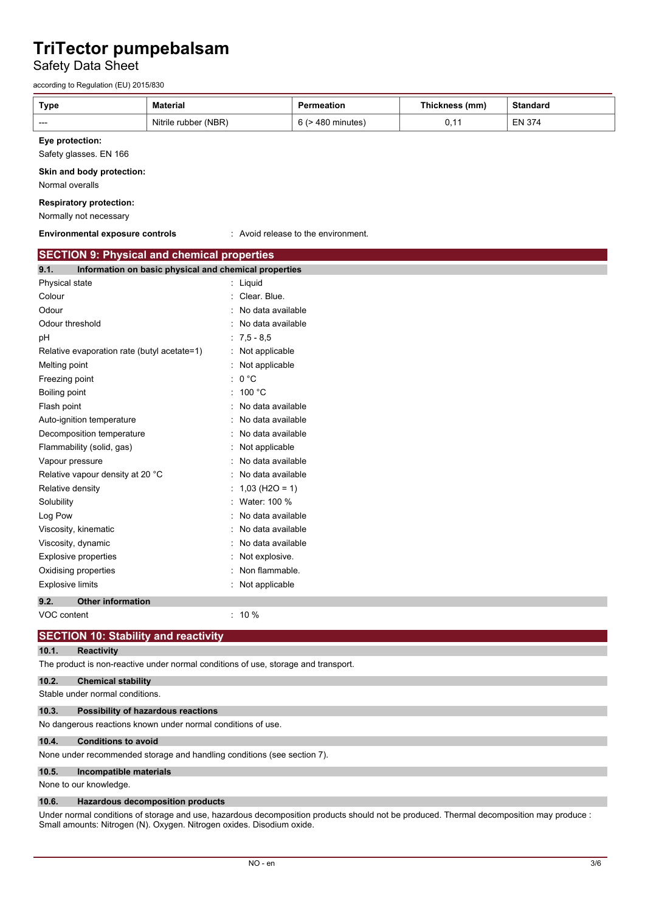| Type | Material | Permeation | Thickness (mm) | Standard |
|---|---|---|---|---|
| --- | Nitrile rubber (NBR) | 6 (> 480 minutes) | 0,11 | EN 374 |

**Eye protection:**

Safety glasses. EN 166

**Skin and body protection:**

Normal overalls

**Respiratory protection:**

Normally not necessary

**Environmental exposure controls** : Avoid release to the environment.

## SECTION 9: Physical and chemical properties

### 9.1. Information on basic physical and chemical properties

| | |
|---|---|
| Physical state | : Liquid |
| Colour | : Clear. Blue. |
| Odour | : No data available |
| Odour threshold | : No data available |
| pH | : 7,5 - 8,5 |
| Relative evaporation rate (butyl acetate=1) | : Not applicable |
| Melting point | : Not applicable |
| Freezing point | : 0 °C |
| Boiling point | : 100 °C |
| Flash point | : No data available |
| Auto-ignition temperature | : No data available |
| Decomposition temperature | : No data available |
| Flammability (solid, gas) | : Not applicable |
| Vapour pressure | : No data available |
| Relative vapour density at 20 °C | : No data available |
| Relative density | : 1,03 ($H_2O$ = 1) |
| Solubility | : Water: 100 % |
| Log Pow | : No data available |
| Viscosity, kinematic | : No data available |
| Viscosity, dynamic | : No data available |
| Explosive properties | : Not explosive. |
| Oxidising properties | : Non flammable. |
| Explosive limits | : Not applicable |

### 9.2. Other information

VOC content : 10 %

## SECTION 10: Stability and reactivity

### 10.1. Reactivity

The product is non-reactive under normal conditions of use, storage and transport.

### 10.2. Chemical stability

Stable under normal conditions.

### 10.3. Possibility of hazardous reactions

No dangerous reactions known under normal conditions of use.

### 10.4. Conditions to avoid

None under recommended storage and handling conditions (see section 7).

### 10.5. Incompatible materials

None to our knowledge.

### 10.6. Hazardous decomposition products

Under normal conditions of storage and use, hazardous decomposition products should not be produced. Thermal decomposition may produce : Small amounts: Nitrogen (N). Oxygen. Nitrogen oxides. Disodium oxide.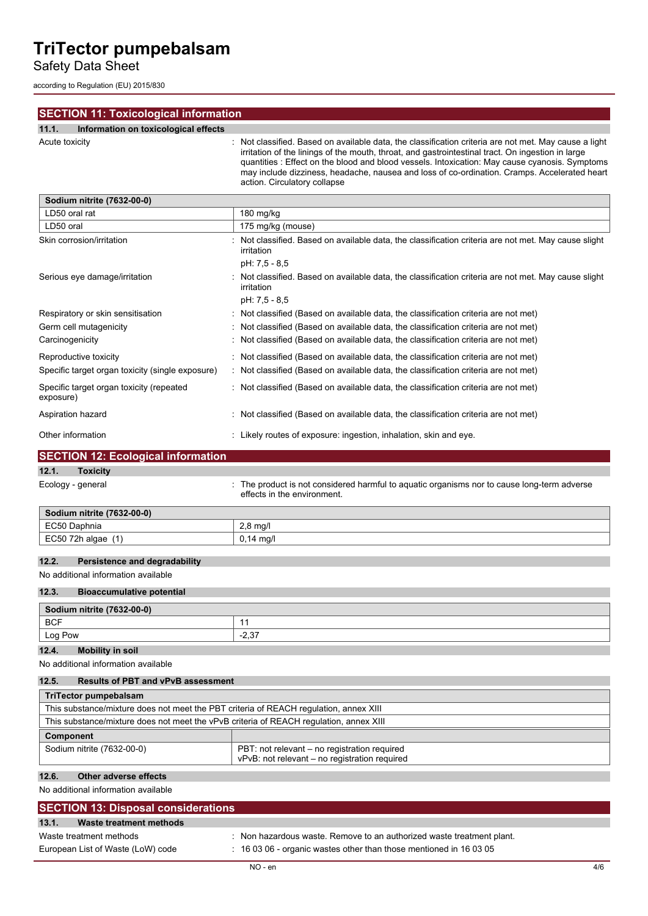## SECTION 11: Toxicological information

### 11.1. Information on toxicological effects

Acute toxicity : Not classified. Based on available data, the classification criteria are not met. May cause a light irritation of the linings of the mouth, throat, and gastrointestinal tract. On ingestion in large quantities : Effect on the blood and blood vessels. Intoxication: May cause cyanosis. Symptoms may include dizziness, headache, nausea and loss of co-ordination. Cramps. Accelerated heart action. Circulatory collapse

| Sodium nitrite (7632-00-0) | |
|---|---|
| LD50 oral rat | 180 mg/kg |
| LD50 oral | 175 mg/kg (mouse) |

Skin corrosion/irritation : Not classified. Based on available data, the classification criteria are not met. May cause slight irritation

pH: 7,5 - 8,5

Serious eye damage/irritation : Not classified. Based on available data, the classification criteria are not met. May cause slight irritation

pH: 7,5 - 8,5

Respiratory or skin sensitisation : Not classified (Based on available data, the classification criteria are not met)

Germ cell mutagenicity : Not classified (Based on available data, the classification criteria are not met)

Carcinogenicity : Not classified (Based on available data, the classification criteria are not met)

Reproductive toxicity : Not classified (Based on available data, the classification criteria are not met)

Specific target organ toxicity (single exposure) : Not classified (Based on available data, the classification criteria are not met)

Specific target organ toxicity (repeated exposure) : Not classified (Based on available data, the classification criteria are not met)

Aspiration hazard : Not classified (Based on available data, the classification criteria are not met)

Other information : Likely routes of exposure: ingestion, inhalation, skin and eye.

## SECTION 12: Ecological information

### 12.1. Toxicity

Ecology - general : The product is not considered harmful to aquatic organisms nor to cause long-term adverse effects in the environment.

| Sodium nitrite (7632-00-0) | |
|---|---|
| EC50 Daphnia | 2,8 mg/l |
| EC50 72h algae (1) | 0,14 mg/l |

### 12.2. Persistence and degradability

No additional information available

### 12.3. Bioaccumulative potential

| Sodium nitrite (7632-00-0) | |
|---|---|
| BCF | 11 |
| Log Pow | -2,37 |

### 12.4. Mobility in soil

No additional information available

### 12.5. Results of PBT and vPvB assessment

| TriTector pumpebalsam | |
|---|---|
| This substance/mixture does not meet the PBT criteria of REACH regulation, annex XIII | |
| This substance/mixture does not meet the vPvB criteria of REACH regulation, annex XIII | |
| **Component** | |
| Sodium nitrite (7632-00-0) | PBT: not relevant – no registration required<br>vPvB: not relevant – no registration required |

### 12.6. Other adverse effects

No additional information available

## SECTION 13: Disposal considerations

### 13.1. Waste treatment methods

Waste treatment methods : Non hazardous waste. Remove to an authorized waste treatment plant.

European List of Waste (LoW) code : 16 03 06 - organic wastes other than those mentioned in 16 03 05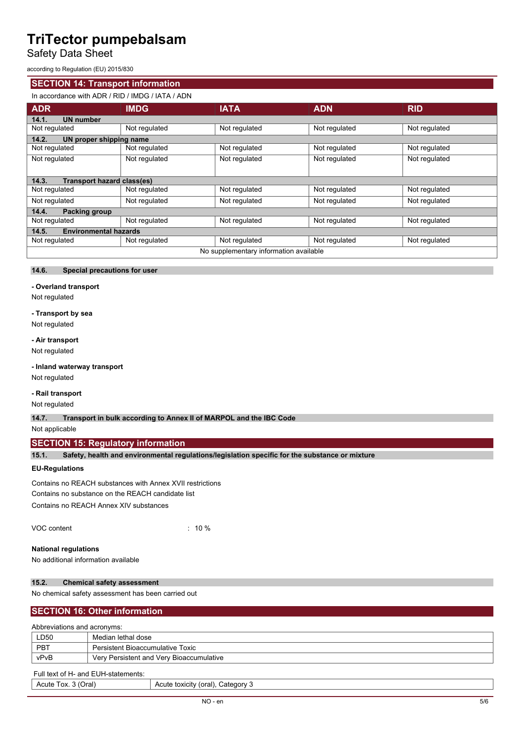## SECTION 14: Transport information

In accordance with ADR / RID / IMDG / IATA / ADN

| ADR | IMDG | IATA | ADN | RID |
|---|---|---|---|---|
| **14.1. UN number** | | | | |
| Not regulated | Not regulated | Not regulated | Not regulated | Not regulated |
| **14.2. UN proper shipping name** | | | | |
| Not regulated | Not regulated | Not regulated | Not regulated | Not regulated |
| Not regulated | Not regulated | Not regulated | Not regulated | Not regulated |
| **14.3. Transport hazard class(es)** | | | | |
| Not regulated | Not regulated | Not regulated | Not regulated | Not regulated |
| Not regulated | Not regulated | Not regulated | Not regulated | Not regulated |
| **14.4. Packing group** | | | | |
| Not regulated | Not regulated | Not regulated | Not regulated | Not regulated |
| **14.5. Environmental hazards** | | | | |
| Not regulated | Not regulated | Not regulated | Not regulated | Not regulated |
| No supplementary information available | | | | |

### 14.6. Special precautions for user

**- Overland transport**

Not regulated

**- Transport by sea**

Not regulated

**- Air transport**

Not regulated

**- Inland waterway transport**

Not regulated

**- Rail transport**

Not regulated

### 14.7. Transport in bulk according to Annex II of MARPOL and the IBC Code

Not applicable

## SECTION 15: Regulatory information

### 15.1. Safety, health and environmental regulations/legislation specific for the substance or mixture

**EU-Regulations**

Contains no REACH substances with Annex XVII restrictions

Contains no substance on the REACH candidate list

Contains no REACH Annex XIV substances

VOC content : 10 %

**National regulations**

No additional information available

### 15.2. Chemical safety assessment

No chemical safety assessment has been carried out

## SECTION 16: Other information

Abbreviations and acronyms:

| | |
|---|---|
| LD50 | Median lethal dose |
| PBT | Persistent Bioaccumulative Toxic |
| vPvB | Very Persistent and Very Bioaccumulative |

Full text of H- and EUH-statements:

| | |
|---|---|
| Acute Tox. 3 (Oral) | Acute toxicity (oral), Category 3 |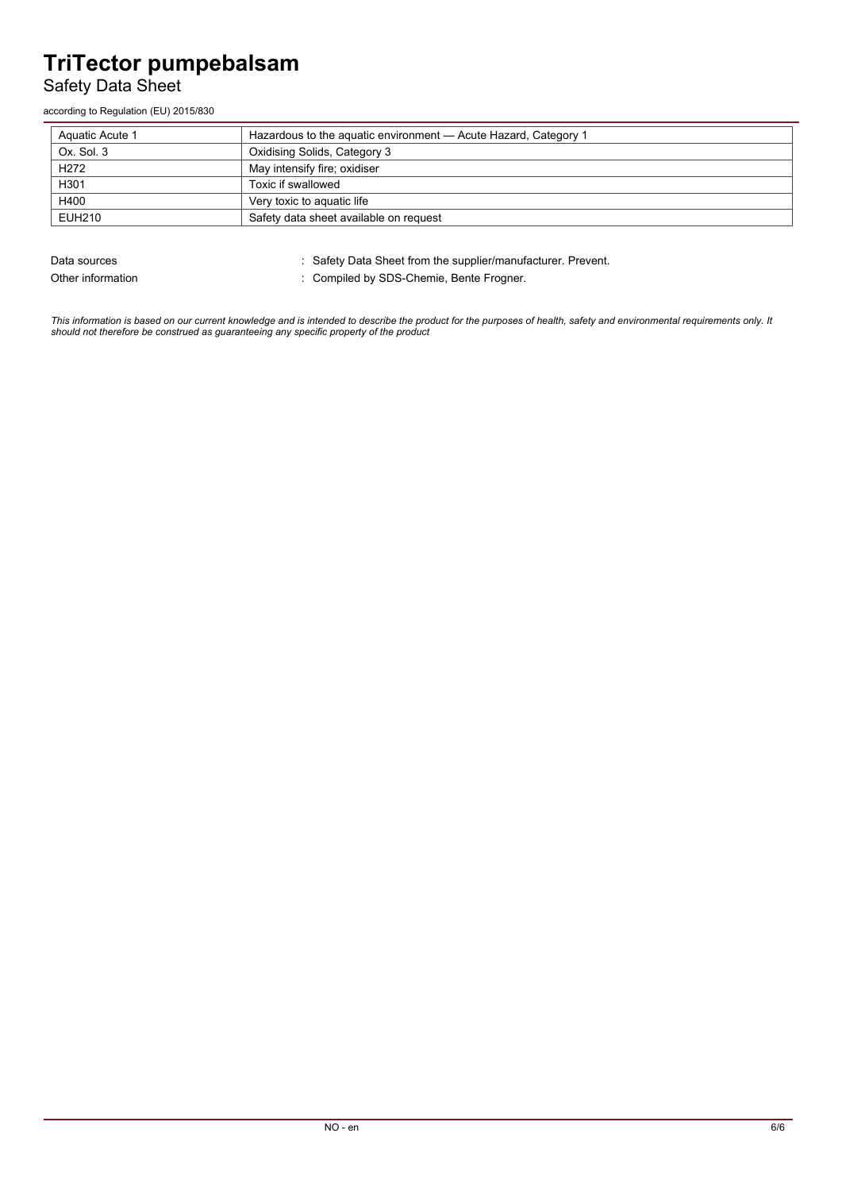| | |
|---|---|
| Aquatic Acute 1 | Hazardous to the aquatic environment — Acute Hazard, Category 1 |
| Ox. Sol. 3 | Oxidising Solids, Category 3 |
| H272 | May intensify fire; oxidiser |
| H301 | Toxic if swallowed |
| H400 | Very toxic to aquatic life |
| EUH210 | Safety data sheet available on request |

Data sources : Safety Data Sheet from the supplier/manufacturer. Prevent.

Other information : Compiled by SDS-Chemie, Bente Frogner.

*This information is based on our current knowledge and is intended to describe the product for the purposes of health, safety and environmental requirements only. It should not therefore be construed as guaranteeing any specific property of the product*